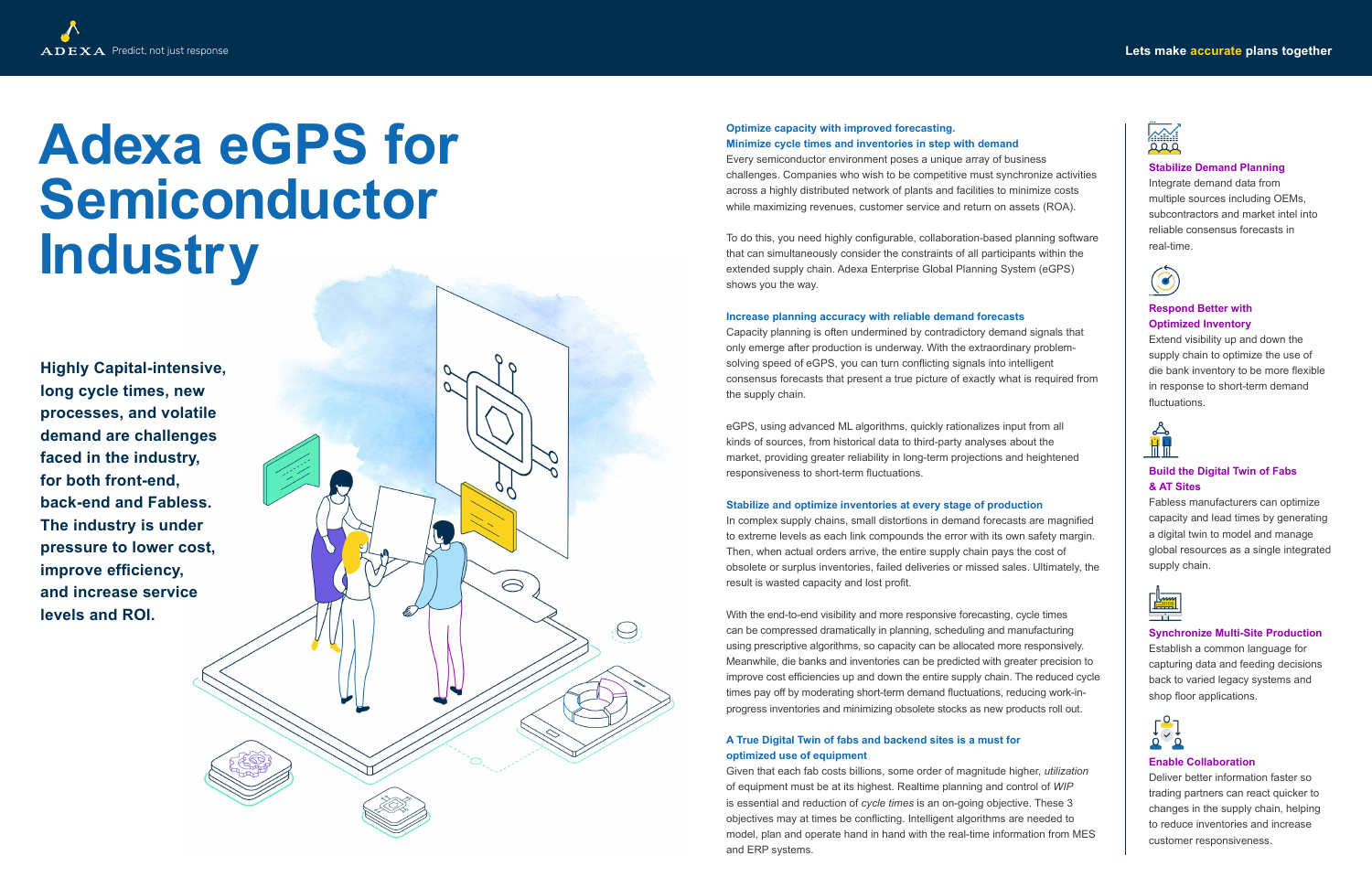ADEXA Predict, not just response

Lets make accurate plans together

# Adexa eGPS for Semiconductor Industry

**Highly Capital-intensive, long cycle times, new processes, and volatile demand are challenges faced in the industry, for both front-end, back-end and Fabless. The industry is under pressure to lower cost, improve efficiency, and increase service levels and ROI.**

### Optimize capacity with improved forecasting. Minimize cycle times and inventories in step with demand

Every semiconductor environment poses a unique array of business challenges. Companies who wish to be competitive must synchronize activities across a highly distributed network of plants and facilities to minimize costs while maximizing revenues, customer service and return on assets (ROA).

To do this, you need highly configurable, collaboration-based planning software that can simultaneously consider the constraints of all participants within the extended supply chain. Adexa Enterprise Global Planning System (eGPS) shows you the way.

### Increase planning accuracy with reliable demand forecasts

Capacity planning is often undermined by contradictory demand signals that only emerge after production is underway. With the extraordinary problem-solving speed of eGPS, you can turn conflicting signals into intelligent consensus forecasts that present a true picture of exactly what is required from the supply chain.

eGPS, using advanced ML algorithms, quickly rationalizes input from all kinds of sources, from historical data to third-party analyses about the market, providing greater reliability in long-term projections and heightened responsiveness to short-term fluctuations.

### Stabilize and optimize inventories at every stage of production

In complex supply chains, small distortions in demand forecasts are magnified to extreme levels as each link compounds the error with its own safety margin. Then, when actual orders arrive, the entire supply chain pays the cost of obsolete or surplus inventories, failed deliveries or missed sales. Ultimately, the result is wasted capacity and lost profit.

With the end-to-end visibility and more responsive forecasting, cycle times can be compressed dramatically in planning, scheduling and manufacturing using prescriptive algorithms, so capacity can be allocated more responsively. Meanwhile, die banks and inventories can be predicted with greater precision to improve cost efficiencies up and down the entire supply chain. The reduced cycle times pay off by moderating short-term demand fluctuations, reducing work-in-progress inventories and minimizing obsolete stocks as new products roll out.

### A True Digital Twin of fabs and backend sites is a must for optimized use of equipment

Given that each fab costs billions, some order of magnitude higher, *utilization* of equipment must be at its highest. Realtime planning and control of *WIP* is essential and reduction of *cycle times* is an on-going objective. These 3 objectives may at times be conflicting. Intelligent algorithms are needed to model, plan and operate hand in hand with the real-time information from MES and ERP systems.

#### Stabilize Demand Planning

Integrate demand data from multiple sources including OEMs, subcontractors and market intel into reliable consensus forecasts in real-time.

#### Respond Better with Optimized Inventory

Extend visibility up and down the supply chain to optimize the use of die bank inventory to be more flexible in response to short-term demand fluctuations.

#### Build the Digital Twin of Fabs & AT Sites

Fabless manufacturers can optimize capacity and lead times by generating a digital twin to model and manage global resources as a single integrated supply chain.

#### Synchronize Multi-Site Production

Establish a common language for capturing data and feeding decisions back to varied legacy systems and shop floor applications.

#### Enable Collaboration

Deliver better information faster so trading partners can react quicker to changes in the supply chain, helping to reduce inventories and increase customer responsiveness.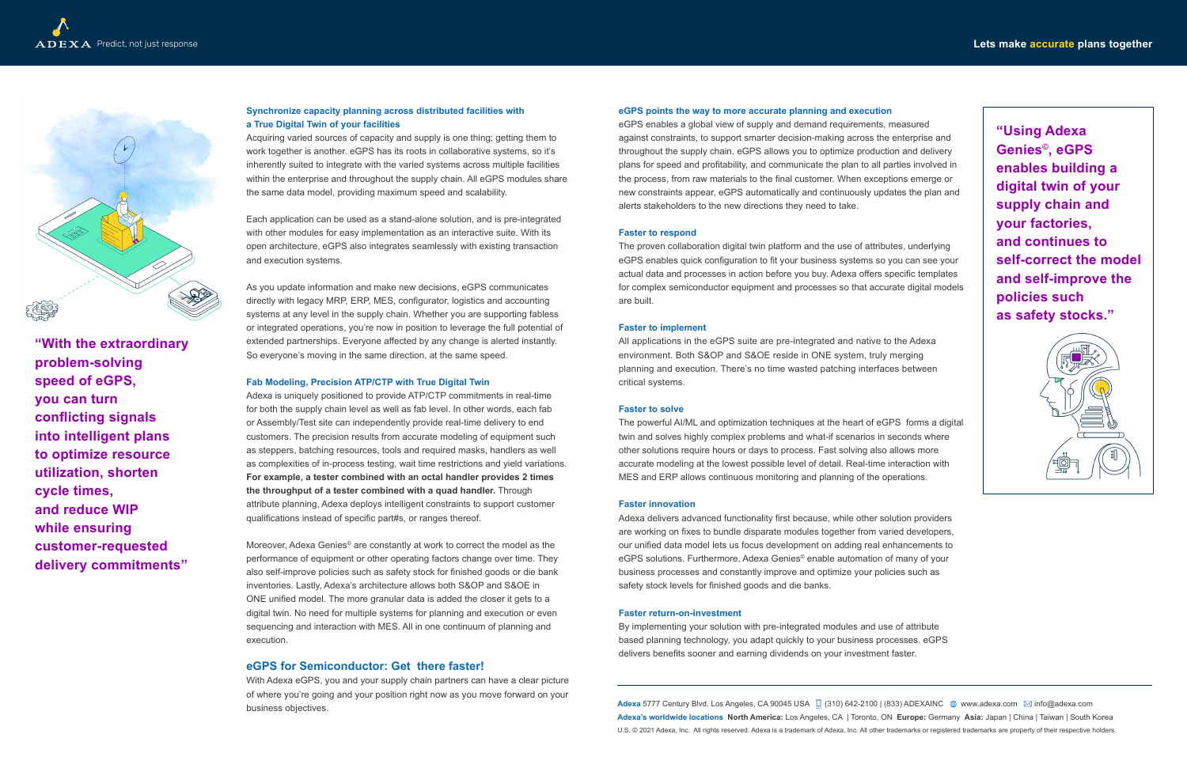"With the extraordinary problem-solving speed of eGPS, you can turn conflicting signals into intelligent plans to optimize resource utilization, shorten cycle times, and reduce WIP while ensuring customer-requested delivery commitments"

### Synchronize capacity planning across distributed facilities with a True Digital Twin of your facilities

Acquiring varied sources of capacity and supply is one thing; getting them to work together is another. eGPS has its roots in collaborative systems, so it's inherently suited to integrate with the varied systems across multiple facilities within the enterprise and throughout the supply chain. All eGPS modules share the same data model, providing maximum speed and scalability.

Each application can be used as a stand-alone solution, and is pre-integrated with other modules for easy implementation as an interactive suite. With its open architecture, eGPS also integrates seamlessly with existing transaction and execution systems.

As you update information and make new decisions, eGPS communicates directly with legacy MRP, ERP, MES, configurator, logistics and accounting systems at any level in the supply chain. Whether you are supporting fabless or integrated operations, you're now in position to leverage the full potential of extended partnerships. Everyone affected by any change is alerted instantly. So everyone's moving in the same direction, at the same speed.

### Fab Modeling, Precision ATP/CTP with True Digital Twin

Adexa is uniquely positioned to provide ATP/CTP commitments in real-time for both the supply chain level as well as fab level. In other words, each fab or Assembly/Test site can independently provide real-time delivery to end customers. The precision results from accurate modeling of equipment such as steppers, batching resources, tools and required masks, handlers as well as complexities of in-process testing, wait time restrictions and yield variations. **For example, a tester combined with an octal handler provides 2 times the throughput of a tester combined with a quad handler.** Through attribute planning, Adexa deploys intelligent constraints to support customer qualifications instead of specific part#s, or ranges thereof.

Moreover, Adexa Genies© are constantly at work to correct the model as the performance of equipment or other operating factors change over time. They also self-improve policies such as safety stock for finished goods or die bank inventories. Lastly, Adexa's architecture allows both S&OP and S&OE in ONE unified model. The more granular data is added the closer it gets to a digital twin. No need for multiple systems for planning and execution or even sequencing and interaction with MES. All in one continuum of planning and execution.

## eGPS for Semiconductor: Get there faster!

With Adexa eGPS, you and your supply chain partners can have a clear picture of where you're going and your position right now as you move forward on your business objectives.

### eGPS points the way to more accurate planning and execution

eGPS enables a global view of supply and demand requirements, measured against constraints, to support smarter decision-making across the enterprise and throughout the supply chain. eGPS allows you to optimize production and delivery plans for speed and profitability, and communicate the plan to all parties involved in the process, from raw materials to the final customer. When exceptions emerge or new constraints appear, eGPS automatically and continuously updates the plan and alerts stakeholders to the new directions they need to take.

### Faster to respond

The proven collaboration digital twin platform and the use of attributes, underlying eGPS enables quick configuration to fit your business systems so you can see your actual data and processes in action before you buy. Adexa offers specific templates for complex semiconductor equipment and processes so that accurate digital models are built.

### Faster to implement

All applications in the eGPS suite are pre-integrated and native to the Adexa environment. Both S&OP and S&OE reside in ONE system, truly merging planning and execution. There's no time wasted patching interfaces between critical systems.

### Faster to solve

The powerful AI/ML and optimization techniques at the heart of eGPS forms a digital twin and solves highly complex problems and what-if scenarios in seconds where other solutions require hours or days to process. Fast solving also allows more accurate modeling at the lowest possible level of detail. Real-time interaction with MES and ERP allows continuous monitoring and planning of the operations.

### Faster innovation

Adexa delivers advanced functionality first because, while other solution providers are working on fixes to bundle disparate modules together from varied developers, our unified data model lets us focus development on adding real enhancements to eGPS solutions. Furthermore, Adexa Genies© enable automation of many of your business processes and constantly improve and optimize your policies such as safety stock levels for finished goods and die banks.

### Faster return-on-investment

By implementing your solution with pre-integrated modules and use of attribute based planning technology, you adapt quickly to your business processes. eGPS delivers benefits sooner and earning dividends on your investment faster.

"Using Adexa Genies©, eGPS enables building a digital twin of your supply chain and your factories, and continues to self-correct the model and self-improve the policies such as safety stocks."

**Adexa** 5777 Century Blvd. Los Angeles, CA 90045 USA (310) 642-2100 | (833) ADEXAINC www.adexa.com info@adexa.com

**Adexa's worldwide locations** **North America:** Los Angeles, CA | Toronto, ON **Europe:** Germany **Asia:** Japan | China | Taiwan | South Korea

U.S. © 2021 Adexa, Inc. All rights reserved. Adexa is a trademark of Adexa, Inc. All other trademarks or registered trademarks are property of their respective holders.